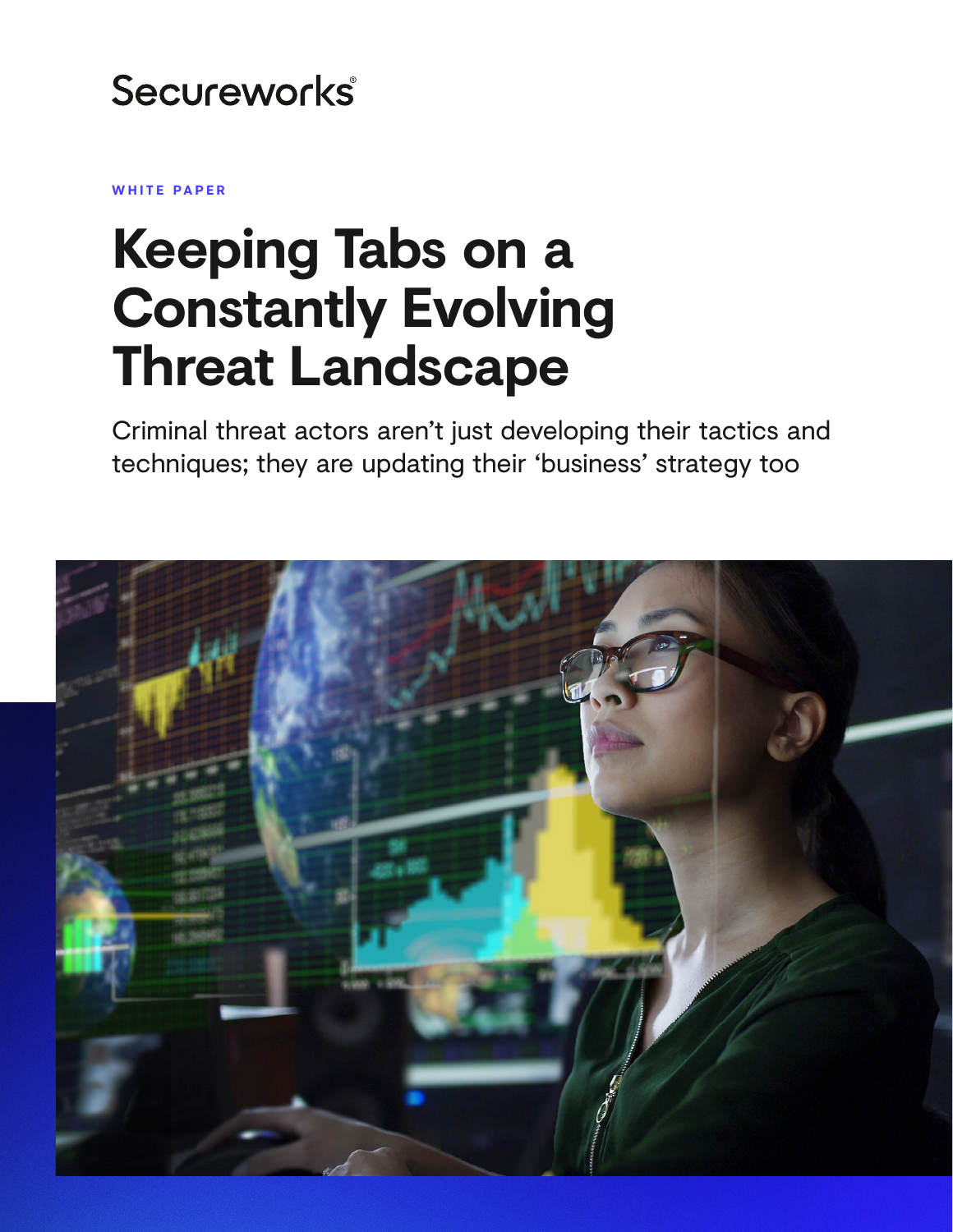Secureworks®

WHITE PAPER

# Keeping Tabs on a Constantly Evolving Threat Landscape

Criminal threat actors aren't just developing their tactics and techniques; they are updating their 'business' strategy too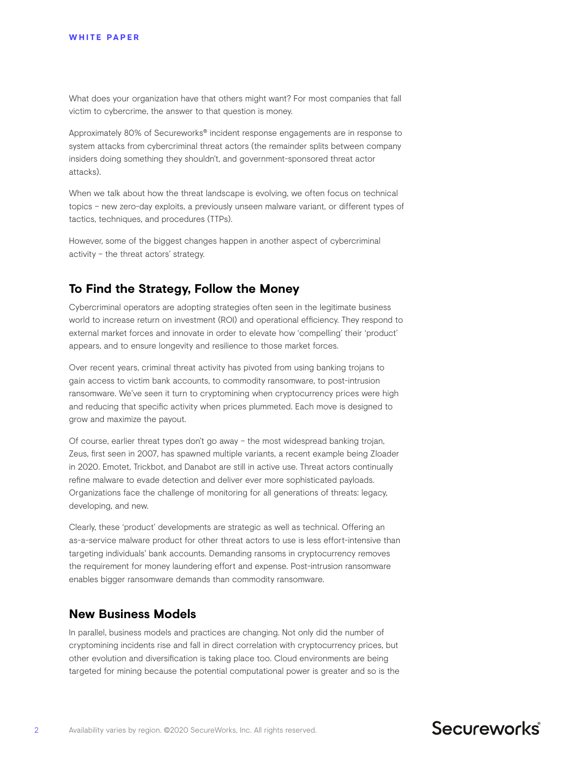What does your organization have that others might want? For most companies that fall victim to cybercrime, the answer to that question is money.

Approximately 80% of Secureworks® incident response engagements are in response to system attacks from cybercriminal threat actors (the remainder splits between company insiders doing something they shouldn't, and government-sponsored threat actor attacks).

When we talk about how the threat landscape is evolving, we often focus on technical topics – new zero-day exploits, a previously unseen malware variant, or different types of tactics, techniques, and procedures (TTPs).

However, some of the biggest changes happen in another aspect of cybercriminal activity – the threat actors' strategy.

## To Find the Strategy, Follow the Money

Cybercriminal operators are adopting strategies often seen in the legitimate business world to increase return on investment (ROI) and operational efficiency. They respond to external market forces and innovate in order to elevate how 'compelling' their 'product' appears, and to ensure longevity and resilience to those market forces.

Over recent years, criminal threat activity has pivoted from using banking trojans to gain access to victim bank accounts, to commodity ransomware, to post-intrusion ransomware. We've seen it turn to cryptomining when cryptocurrency prices were high and reducing that specific activity when prices plummeted. Each move is designed to grow and maximize the payout.

Of course, earlier threat types don't go away – the most widespread banking trojan, Zeus, first seen in 2007, has spawned multiple variants, a recent example being Zloader in 2020. Emotet, Trickbot, and Danabot are still in active use. Threat actors continually refine malware to evade detection and deliver ever more sophisticated payloads. Organizations face the challenge of monitoring for all generations of threats: legacy, developing, and new.

Clearly, these 'product' developments are strategic as well as technical. Offering an as-a-service malware product for other threat actors to use is less effort-intensive than targeting individuals' bank accounts. Demanding ransoms in cryptocurrency removes the requirement for money laundering effort and expense. Post-intrusion ransomware enables bigger ransomware demands than commodity ransomware.

## New Business Models

In parallel, business models and practices are changing. Not only did the number of cryptomining incidents rise and fall in direct correlation with cryptocurrency prices, but other evolution and diversification is taking place too. Cloud environments are being targeted for mining because the potential computational power is greater and so is the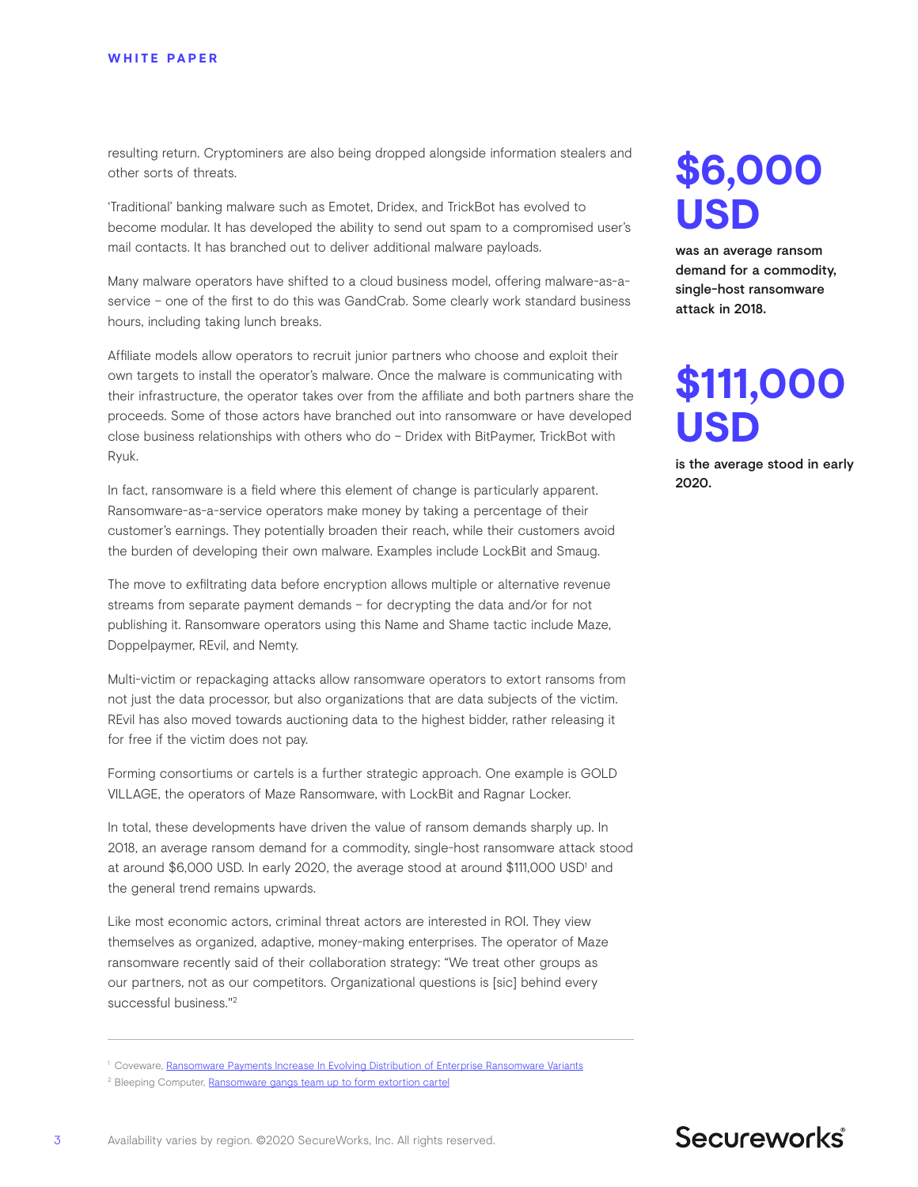resulting return. Cryptominers are also being dropped alongside information stealers and other sorts of threats.

'Traditional' banking malware such as Emotet, Dridex, and TrickBot has evolved to become modular. It has developed the ability to send out spam to a compromised user's mail contacts. It has branched out to deliver additional malware payloads.

Many malware operators have shifted to a cloud business model, offering malware-as-a-service – one of the first to do this was GandCrab. Some clearly work standard business hours, including taking lunch breaks.

Affiliate models allow operators to recruit junior partners who choose and exploit their own targets to install the operator's malware. Once the malware is communicating with their infrastructure, the operator takes over from the affiliate and both partners share the proceeds. Some of those actors have branched out into ransomware or have developed close business relationships with others who do – Dridex with BitPaymer, TrickBot with Ryuk.

In fact, ransomware is a field where this element of change is particularly apparent. Ransomware-as-a-service operators make money by taking a percentage of their customer's earnings. They potentially broaden their reach, while their customers avoid the burden of developing their own malware. Examples include LockBit and Smaug.

The move to exfiltrating data before encryption allows multiple or alternative revenue streams from separate payment demands – for decrypting the data and/or for not publishing it. Ransomware operators using this Name and Shame tactic include Maze, Doppelpaymer, REvil, and Nemty.

Multi-victim or repackaging attacks allow ransomware operators to extort ransoms from not just the data processor, but also organizations that are data subjects of the victim. REvil has also moved towards auctioning data to the highest bidder, rather releasing it for free if the victim does not pay.

Forming consortiums or cartels is a further strategic approach. One example is GOLD VILLAGE, the operators of Maze Ransomware, with LockBit and Ragnar Locker.

In total, these developments have driven the value of ransom demands sharply up. In 2018, an average ransom demand for a commodity, single-host ransomware attack stood at around $6,000 USD. In early 2020, the average stood at around $111,000 USD[1] and the general trend remains upwards.

Like most economic actors, criminal threat actors are interested in ROI. They view themselves as organized, adaptive, money-making enterprises. The operator of Maze ransomware recently said of their collaboration strategy: "We treat other groups as our partners, not as our competitors. Organizational questions is [sic] behind every successful business."[2]

# $6,000 USD

**was an average ransom demand for a commodity, single-host ransomware attack in 2018.**

# $111,000 USD

**is the average stood in early 2020.**

---

[1] Coveware, Ransomware Payments Increase In Evolving Distribution of Enterprise Ransomware Variants

[2] Bleeping Computer, Ransomware gangs team up to form extortion cartel

Availability varies by region. ©2020 SecureWorks, Inc. All rights reserved.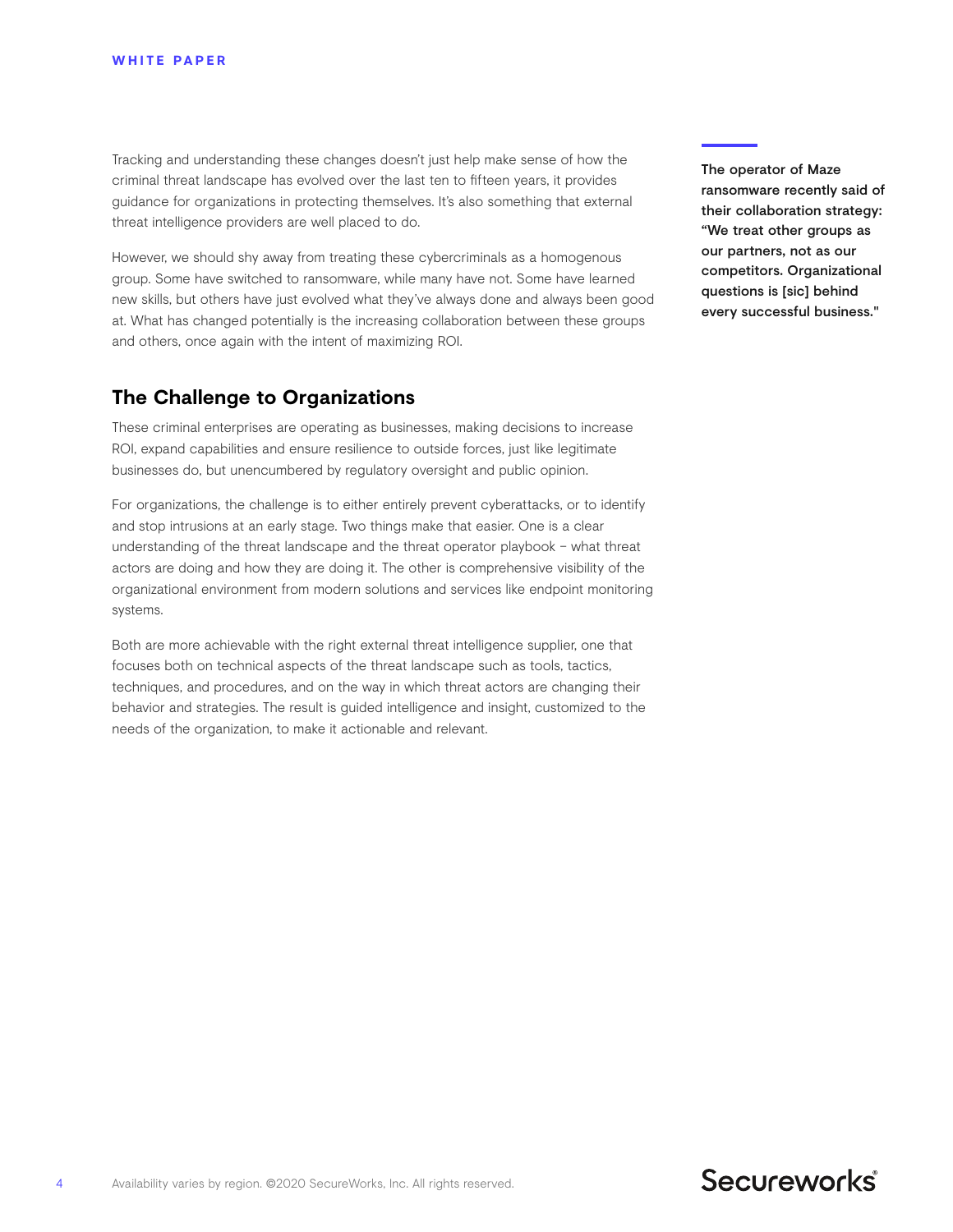Tracking and understanding these changes doesn't just help make sense of how the criminal threat landscape has evolved over the last ten to fifteen years, it provides guidance for organizations in protecting themselves. It's also something that external threat intelligence providers are well placed to do.

However, we should shy away from treating these cybercriminals as a homogenous group. Some have switched to ransomware, while many have not. Some have learned new skills, but others have just evolved what they've always done and always been good at. What has changed potentially is the increasing collaboration between these groups and others, once again with the intent of maximizing ROI.

**The operator of Maze ransomware recently said of their collaboration strategy: "We treat other groups as our partners, not as our competitors. Organizational questions is [sic] behind every successful business."**

## The Challenge to Organizations

These criminal enterprises are operating as businesses, making decisions to increase ROI, expand capabilities and ensure resilience to outside forces, just like legitimate businesses do, but unencumbered by regulatory oversight and public opinion.

For organizations, the challenge is to either entirely prevent cyberattacks, or to identify and stop intrusions at an early stage. Two things make that easier. One is a clear understanding of the threat landscape and the threat operator playbook – what threat actors are doing and how they are doing it. The other is comprehensive visibility of the organizational environment from modern solutions and services like endpoint monitoring systems.

Both are more achievable with the right external threat intelligence supplier, one that focuses both on technical aspects of the threat landscape such as tools, tactics, techniques, and procedures, and on the way in which threat actors are changing their behavior and strategies. The result is guided intelligence and insight, customized to the needs of the organization, to make it actionable and relevant.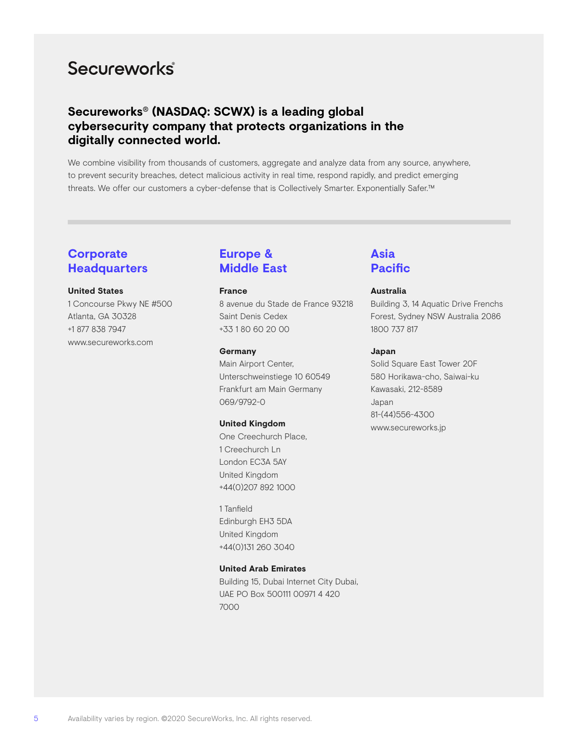# Secureworks®

## Secureworks® (NASDAQ: SCWX) is a leading global cybersecurity company that protects organizations in the digitally connected world.

We combine visibility from thousands of customers, aggregate and analyze data from any source, anywhere, to prevent security breaches, detect malicious activity in real time, respond rapidly, and predict emerging threats. We offer our customers a cyber-defense that is Collectively Smarter. Exponentially Safer.™

---

### Corporate Headquarters

**United States**
1 Concourse Pkwy NE #500
Atlanta, GA 30328
+1 877 838 7947
www.secureworks.com

### Europe & Middle East

**France**
8 avenue du Stade de France 93218
Saint Denis Cedex
+33 1 80 60 20 00

**Germany**
Main Airport Center,
Unterschweinstiege 10 60549
Frankfurt am Main Germany
069/9792-0

**United Kingdom**
One Creechurch Place,
1 Creechurch Ln
London EC3A 5AY
United Kingdom
+44(0)207 892 1000

1 Tanfield
Edinburgh EH3 5DA
United Kingdom
+44(0)131 260 3040

**United Arab Emirates**
Building 15, Dubai Internet City Dubai,
UAE PO Box 500111 00971 4 420
7000

### Asia Pacific

**Australia**
Building 3, 14 Aquatic Drive Frenchs
Forest, Sydney NSW Australia 2086
1800 737 817

**Japan**
Solid Square East Tower 20F
580 Horikawa-cho, Saiwai-ku
Kawasaki, 212-8589
Japan
81-(44)556-4300
www.secureworks.jp

Availability varies by region. ©2020 SecureWorks, Inc. All rights reserved.